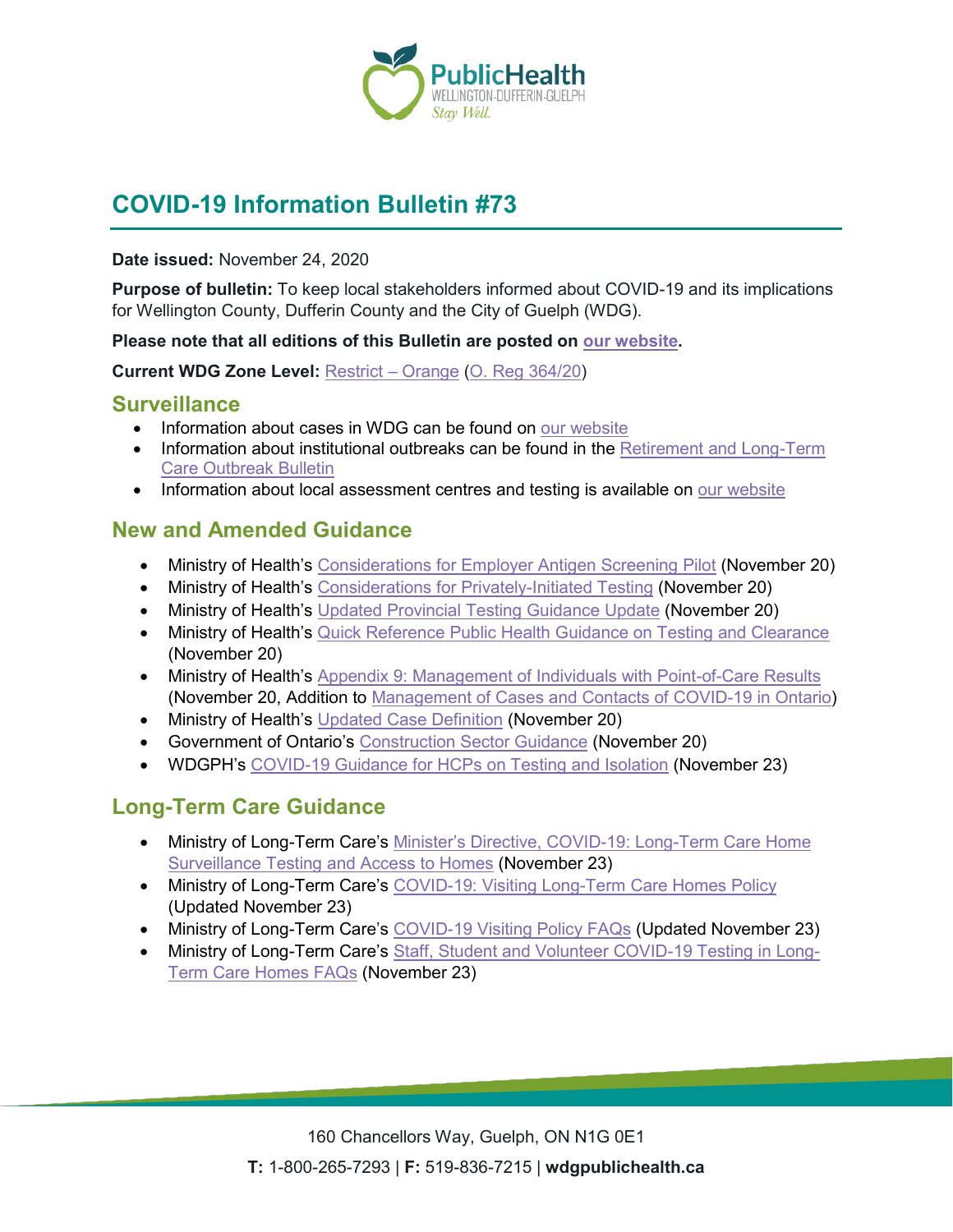# COVID-19 Information Bulletin #73

**Date issued:** November 24, 2020

**Purpose of bulletin:** To keep local stakeholders informed about COVID-19 and its implications for Wellington County, Dufferin County and the City of Guelph (WDG).

**Please note that all editions of this Bulletin are posted on our website.**

**Current WDG Zone Level:** Restrict – Orange (O. Reg 364/20)

## Surveillance

- Information about cases in WDG can be found on our website
- Information about institutional outbreaks can be found in the Retirement and Long-Term Care Outbreak Bulletin
- Information about local assessment centres and testing is available on our website

## New and Amended Guidance

- Ministry of Health's Considerations for Employer Antigen Screening Pilot (November 20)
- Ministry of Health's Considerations for Privately-Initiated Testing (November 20)
- Ministry of Health's Updated Provincial Testing Guidance Update (November 20)
- Ministry of Health's Quick Reference Public Health Guidance on Testing and Clearance (November 20)
- Ministry of Health's Appendix 9: Management of Individuals with Point-of-Care Results (November 20, Addition to Management of Cases and Contacts of COVID-19 in Ontario)
- Ministry of Health's Updated Case Definition (November 20)
- Government of Ontario's Construction Sector Guidance (November 20)
- WDGPH's COVID-19 Guidance for HCPs on Testing and Isolation (November 23)

## Long-Term Care Guidance

- Ministry of Long-Term Care's Minister's Directive, COVID-19: Long-Term Care Home Surveillance Testing and Access to Homes (November 23)
- Ministry of Long-Term Care's COVID-19: Visiting Long-Term Care Homes Policy (Updated November 23)
- Ministry of Long-Term Care's COVID-19 Visiting Policy FAQs (Updated November 23)
- Ministry of Long-Term Care's Staff, Student and Volunteer COVID-19 Testing in Long-Term Care Homes FAQs (November 23)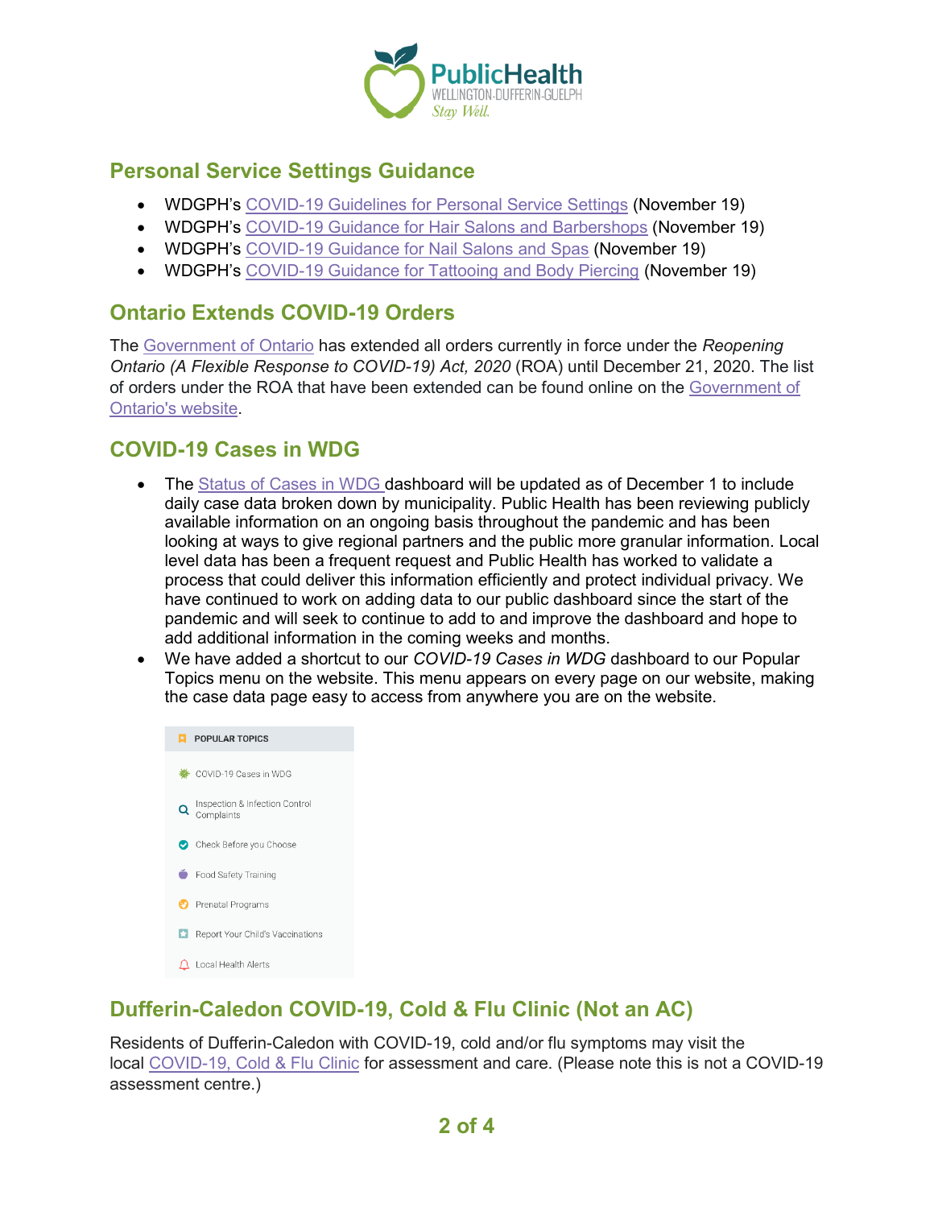## Personal Service Settings Guidance

- WDGPH's COVID-19 Guidelines for Personal Service Settings (November 19)
- WDGPH's COVID-19 Guidance for Hair Salons and Barbershops (November 19)
- WDGPH's COVID-19 Guidance for Nail Salons and Spas (November 19)
- WDGPH's COVID-19 Guidance for Tattooing and Body Piercing (November 19)

## Ontario Extends COVID-19 Orders

The Government of Ontario has extended all orders currently in force under the *Reopening Ontario (A Flexible Response to COVID-19) Act, 2020* (ROA) until December 21, 2020. The list of orders under the ROA that have been extended can be found online on the Government of Ontario's website.

## COVID-19 Cases in WDG

- The Status of Cases in WDG dashboard will be updated as of December 1 to include daily case data broken down by municipality. Public Health has been reviewing publicly available information on an ongoing basis throughout the pandemic and has been looking at ways to give regional partners and the public more granular information. Local level data has been a frequent request and Public Health has worked to validate a process that could deliver this information efficiently and protect individual privacy. We have continued to work on adding data to our public dashboard since the start of the pandemic and will seek to continue to add to and improve the dashboard and hope to add additional information in the coming weeks and months.
- We have added a shortcut to our *COVID-19 Cases in WDG* dashboard to our Popular Topics menu on the website. This menu appears on every page on our website, making the case data page easy to access from anywhere you are on the website.

POPULAR TOPICS
- COVID-19 Cases in WDG
- Inspection & Infection Control Complaints
- Check Before you Choose
- Food Safety Training
- Prenatal Programs
- Report Your Child's Vaccinations
- Local Health Alerts

## Dufferin-Caledon COVID-19, Cold & Flu Clinic (Not an AC)

Residents of Dufferin-Caledon with COVID-19, cold and/or flu symptoms may visit the local COVID-19, Cold & Flu Clinic for assessment and care. (Please note this is not a COVID-19 assessment centre.)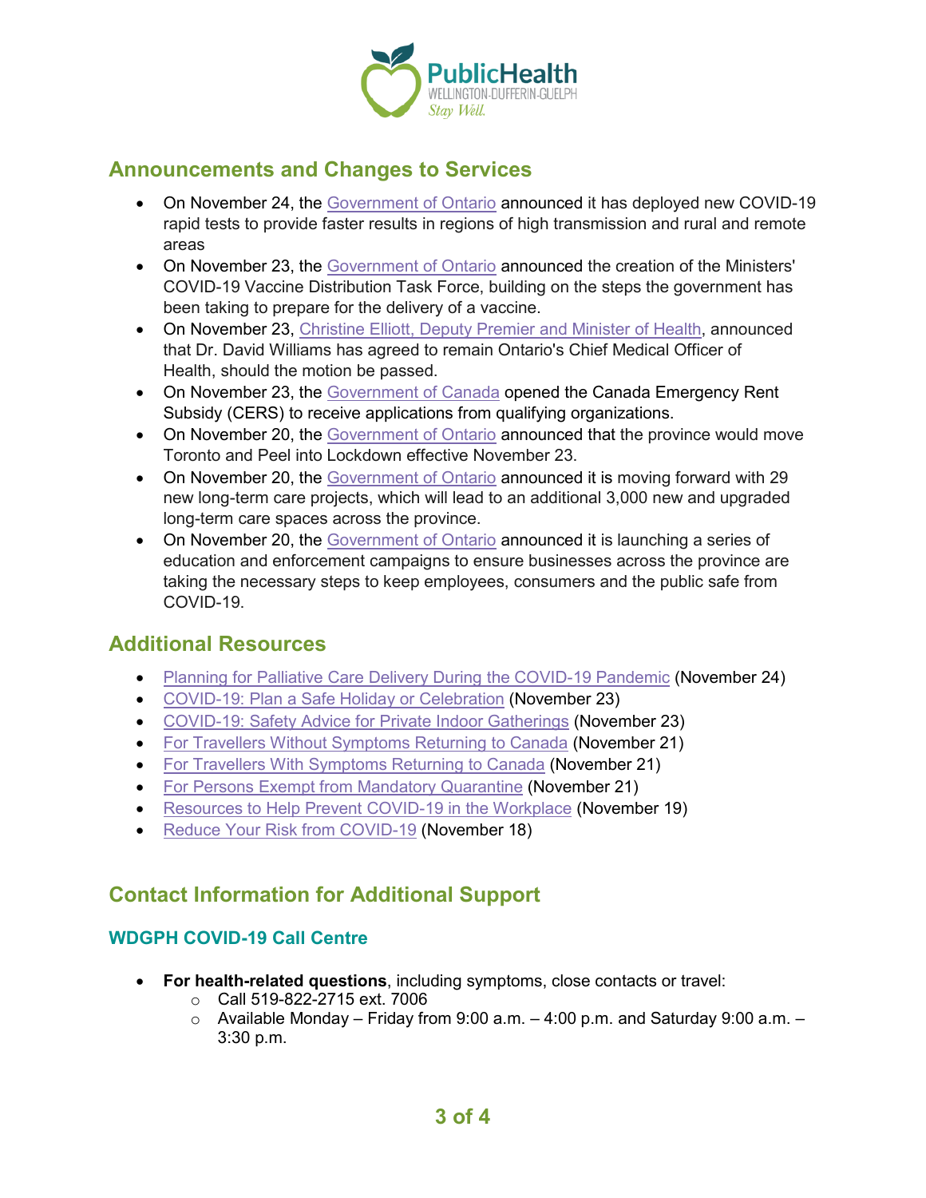## Announcements and Changes to Services

- On November 24, the Government of Ontario announced it has deployed new COVID-19 rapid tests to provide faster results in regions of high transmission and rural and remote areas
- On November 23, the Government of Ontario announced the creation of the Ministers' COVID-19 Vaccine Distribution Task Force, building on the steps the government has been taking to prepare for the delivery of a vaccine.
- On November 23, Christine Elliott, Deputy Premier and Minister of Health, announced that Dr. David Williams has agreed to remain Ontario's Chief Medical Officer of Health, should the motion be passed.
- On November 23, the Government of Canada opened the Canada Emergency Rent Subsidy (CERS) to receive applications from qualifying organizations.
- On November 20, the Government of Ontario announced that the province would move Toronto and Peel into Lockdown effective November 23.
- On November 20, the Government of Ontario announced it is moving forward with 29 new long-term care projects, which will lead to an additional 3,000 new and upgraded long-term care spaces across the province.
- On November 20, the Government of Ontario announced it is launching a series of education and enforcement campaigns to ensure businesses across the province are taking the necessary steps to keep employees, consumers and the public safe from COVID-19.

## Additional Resources

- Planning for Palliative Care Delivery During the COVID-19 Pandemic (November 24)
- COVID-19: Plan a Safe Holiday or Celebration (November 23)
- COVID-19: Safety Advice for Private Indoor Gatherings (November 23)
- For Travellers Without Symptoms Returning to Canada (November 21)
- For Travellers With Symptoms Returning to Canada (November 21)
- For Persons Exempt from Mandatory Quarantine (November 21)
- Resources to Help Prevent COVID-19 in the Workplace (November 19)
- Reduce Your Risk from COVID-19 (November 18)

## Contact Information for Additional Support

### WDGPH COVID-19 Call Centre

- **For health-related questions**, including symptoms, close contacts or travel:
  - Call 519-822-2715 ext. 7006
  - Available Monday – Friday from 9:00 a.m. – 4:00 p.m. and Saturday 9:00 a.m. – 3:30 p.m.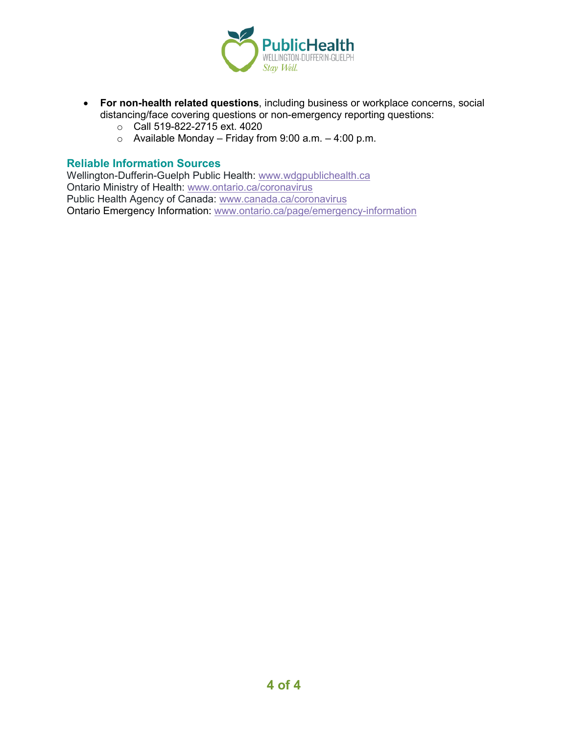- **For non-health related questions**, including business or workplace concerns, social distancing/face covering questions or non-emergency reporting questions:
  - Call 519-822-2715 ext. 4020
  - Available Monday – Friday from 9:00 a.m. – 4:00 p.m.

## Reliable Information Sources

Wellington-Dufferin-Guelph Public Health: www.wdgpublichealth.ca
Ontario Ministry of Health: www.ontario.ca/coronavirus
Public Health Agency of Canada: www.canada.ca/coronavirus
Ontario Emergency Information: www.ontario.ca/page/emergency-information